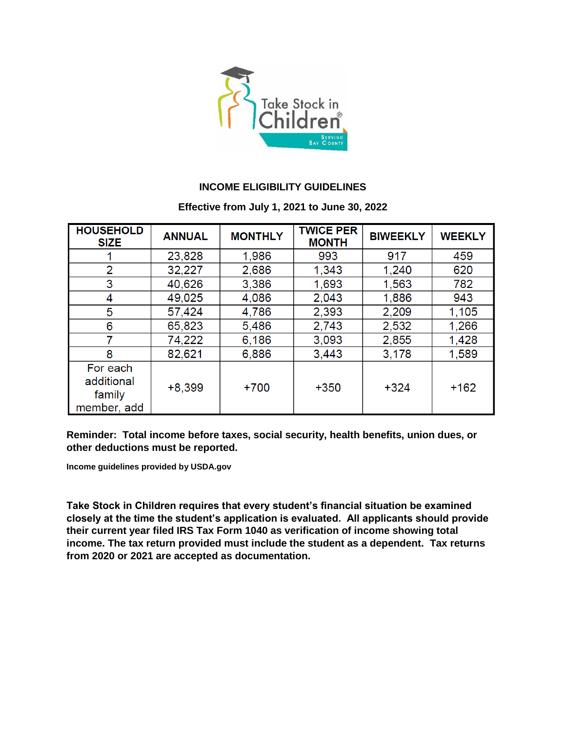## INCOME ELIGIBILITY GUIDELINES

**Effective from July 1, 2021 to June 30, 2022**

| HOUSEHOLD SIZE | ANNUAL | MONTHLY | TWICE PER MONTH | BIWEEKLY | WEEKLY |
|---|---|---|---|---|---|
| 1 | 23,828 | 1,986 | 993 | 917 | 459 |
| 2 | 32,227 | 2,686 | 1,343 | 1,240 | 620 |
| 3 | 40,626 | 3,386 | 1,693 | 1,563 | 782 |
| 4 | 49,025 | 4,086 | 2,043 | 1,886 | 943 |
| 5 | 57,424 | 4,786 | 2,393 | 2,209 | 1,105 |
| 6 | 65,823 | 5,486 | 2,743 | 2,532 | 1,266 |
| 7 | 74,222 | 6,186 | 3,093 | 2,855 | 1,428 |
| 8 | 82,621 | 6,886 | 3,443 | 3,178 | 1,589 |
| For each additional family member, add | +8,399 | +700 | +350 | +324 | +162 |

**Reminder: Total income before taxes, social security, health benefits, union dues, or other deductions must be reported.**

**Income guidelines provided by USDA.gov**

**Take Stock in Children requires that every student's financial situation be examined closely at the time the student's application is evaluated. All applicants should provide their current year filed IRS Tax Form 1040 as verification of income showing total income. The tax return provided must include the student as a dependent. Tax returns from 2020 or 2021 are accepted as documentation.**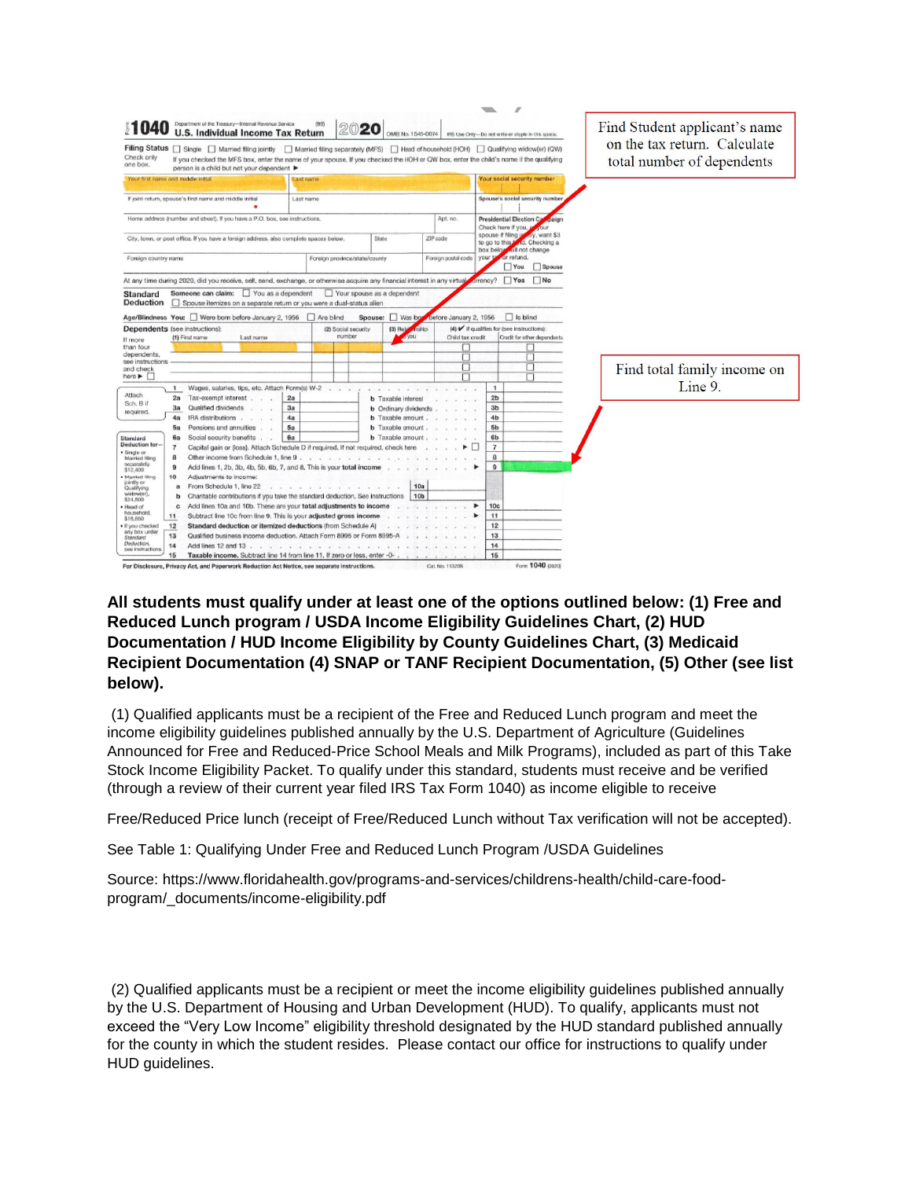Find Student applicant's name on the tax return. Calculate total number of dependents

Find total family income on Line 9.

**Form 1040** Department of the Treasury—Internal Revenue Service (99) **U.S. Individual Income Tax Return 2020** OMB No. 1545-0074 IRS Use Only—Do not write or staple in this space.

**Filing Status** ☐ Single ☐ Married filing jointly ☐ Married filing separately (MFS) ☐ Head of household (HOH) ☐ Qualifying widow(er) (QW)
Check only one box.
If you checked the MFS box, enter the name of your spouse. If you checked the HOH or QW box, enter the child's name if the qualifying person is a child but not your dependent ▶

Your first name and middle initial | Last name | Your social security number

If joint return, spouse's first name and middle initial | Last name | Spouse's social security number

Home address (number and street). If you have a P.O. box, see instructions. | Apt. no.

City, town, or post office. If you have a foreign address, also complete spaces below. | State | ZIP code

Foreign country name | Foreign province/state/county | Foreign postal code

Presidential Election Campaign: Check here if you, or your spouse if filing jointly, want $3 to go to this fund. Checking a box below will not change your tax or refund. ☐ You ☐ Spouse

At any time during 2020, did you receive, sell, send, exchange, or otherwise acquire any financial interest in any virtual currency? ☐ Yes ☐ No

**Standard Deduction** Someone can claim: ☐ You as a dependent ☐ Your spouse as a dependent
☐ Spouse itemizes on a separate return or you were a dual-status alien

**Age/Blindness** You: ☐ Were born before January 2, 1956 ☐ Are blind **Spouse:** ☐ Was born before January 2, 1956 ☐ Is blind

**Dependents** (see instructions): If more than four dependents, see instructions and check here ▶ ☐

| (1) First name | Last name | (2) Social security number | (3) Relationship to you | (4) ✔ if qualifies for (see instructions): Child tax credit | Credit for other dependents |
|---|---|---|---|---|---|
| | | | | ☐ | ☐ |
| | | | | ☐ | ☐ |
| | | | | ☐ | ☐ |
| | | | | ☐ | ☐ |

| Line | Description | | |
|---|---|---|---|
| 1 | Wages, salaries, tips, etc. Attach Form(s) W-2 | | 1 |
| 2a | Tax-exempt interest | b Taxable interest | 2b |
| 3a | Qualified dividends | b Ordinary dividends | 3b |
| 4a | IRA distributions | b Taxable amount | 4b |
| 5a | Pensions and annuities | b Taxable amount | 5b |
| 6a | Social security benefits | b Taxable amount | 6b |
| 7 | Capital gain or (loss). Attach Schedule D if required. If not required, check here ▶ ☐ | | 7 |
| 8 | Other income from Schedule 1, line 9 | | 8 |
| 9 | Add lines 1, 2b, 3b, 4b, 5b, 6b, 7, and 8. This is your **total income** ▶ | | 9 |
| 10 | Adjustments to income: | | |
| a | From Schedule 1, line 22 | 10a | |
| b | Charitable contributions if you take the standard deduction. See instructions | 10b | |
| c | Add lines 10a and 10b. These are your **total adjustments to income** ▶ | | 10c |
| 11 | Subtract line 10c from line 9. This is your **adjusted gross income** ▶ | | 11 |
| 12 | **Standard deduction or itemized deductions** (from Schedule A) | | 12 |
| 13 | Qualified business income deduction. Attach Form 8995 or Form 8995-A | | 13 |
| 14 | Add lines 12 and 13 | | 14 |
| 15 | **Taxable income.** Subtract line 14 from line 11. If zero or less, enter -0- | | 15 |

Attach Sch. B if required.

Standard Deduction for— • Single or Married filing separately, $12,400 • Married filing jointly or Qualifying widow(er), $24,800 • Head of household, $18,650 • If you checked any box under Standard Deduction, see instructions.

For Disclosure, Privacy Act, and Paperwork Reduction Act Notice, see separate instructions. Cat. No. 11320B Form **1040** (2020)

**All students must qualify under at least one of the options outlined below: (1) Free and Reduced Lunch program / USDA Income Eligibility Guidelines Chart, (2) HUD Documentation / HUD Income Eligibility by County Guidelines Chart, (3) Medicaid Recipient Documentation (4) SNAP or TANF Recipient Documentation, (5) Other (see list below).**

(1) Qualified applicants must be a recipient of the Free and Reduced Lunch program and meet the income eligibility guidelines published annually by the U.S. Department of Agriculture (Guidelines Announced for Free and Reduced-Price School Meals and Milk Programs), included as part of this Take Stock Income Eligibility Packet. To qualify under this standard, students must receive and be verified (through a review of their current year filed IRS Tax Form 1040) as income eligible to receive

Free/Reduced Price lunch (receipt of Free/Reduced Lunch without Tax verification will not be accepted).

See Table 1: Qualifying Under Free and Reduced Lunch Program /USDA Guidelines

Source: https://www.floridahealth.gov/programs-and-services/childrens-health/child-care-food-program/_documents/income-eligibility.pdf

(2) Qualified applicants must be a recipient or meet the income eligibility guidelines published annually by the U.S. Department of Housing and Urban Development (HUD). To qualify, applicants must not exceed the "Very Low Income" eligibility threshold designated by the HUD standard published annually for the county in which the student resides. Please contact our office for instructions to qualify under HUD guidelines.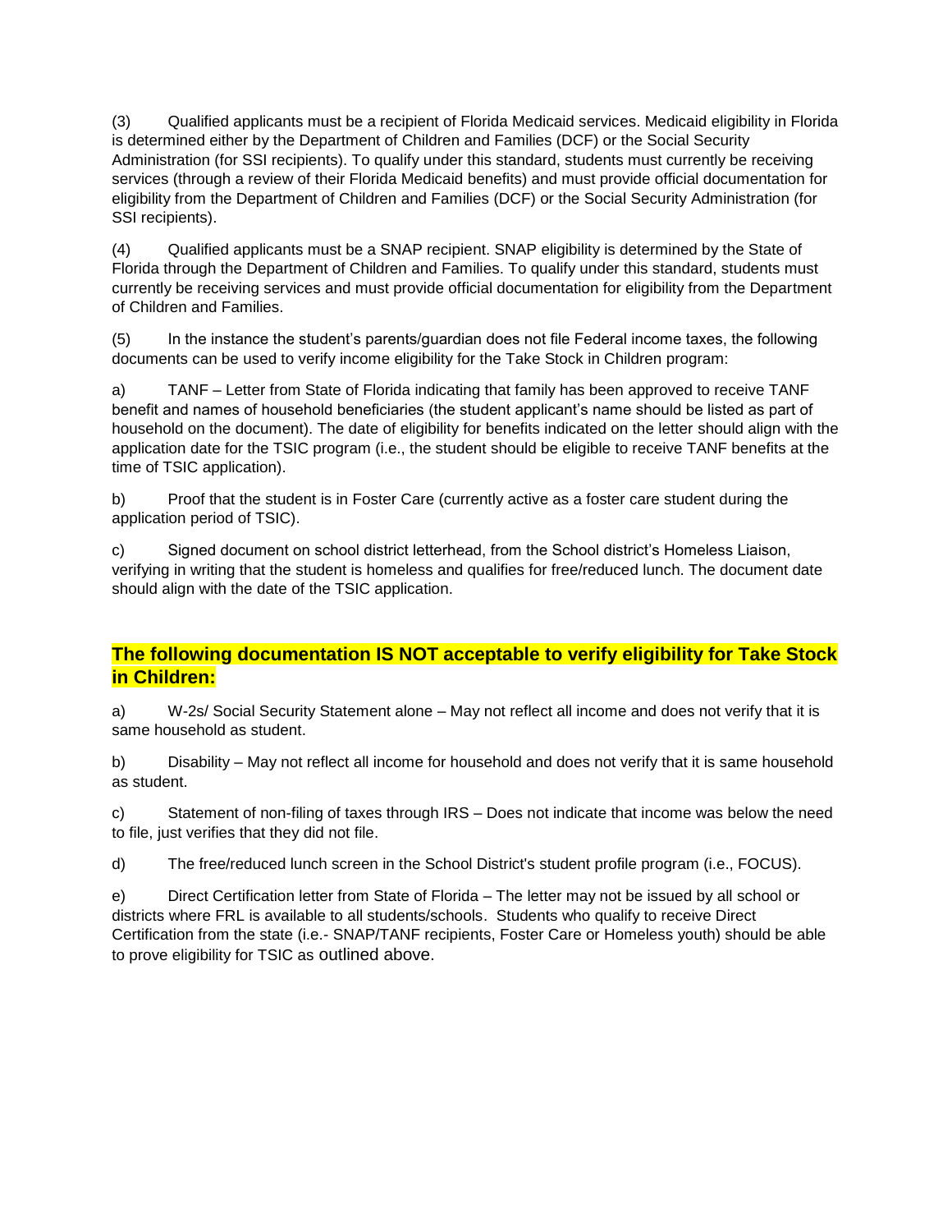(3) Qualified applicants must be a recipient of Florida Medicaid services. Medicaid eligibility in Florida is determined either by the Department of Children and Families (DCF) or the Social Security Administration (for SSI recipients). To qualify under this standard, students must currently be receiving services (through a review of their Florida Medicaid benefits) and must provide official documentation for eligibility from the Department of Children and Families (DCF) or the Social Security Administration (for SSI recipients).

(4) Qualified applicants must be a SNAP recipient. SNAP eligibility is determined by the State of Florida through the Department of Children and Families. To qualify under this standard, students must currently be receiving services and must provide official documentation for eligibility from the Department of Children and Families.

(5) In the instance the student's parents/guardian does not file Federal income taxes, the following documents can be used to verify income eligibility for the Take Stock in Children program:

a) TANF – Letter from State of Florida indicating that family has been approved to receive TANF benefit and names of household beneficiaries (the student applicant's name should be listed as part of household on the document). The date of eligibility for benefits indicated on the letter should align with the application date for the TSIC program (i.e., the student should be eligible to receive TANF benefits at the time of TSIC application).

b) Proof that the student is in Foster Care (currently active as a foster care student during the application period of TSIC).

c) Signed document on school district letterhead, from the School district's Homeless Liaison, verifying in writing that the student is homeless and qualifies for free/reduced lunch. The document date should align with the date of the TSIC application.

**The following documentation IS NOT acceptable to verify eligibility for Take Stock in Children:**

a) W-2s/ Social Security Statement alone – May not reflect all income and does not verify that it is same household as student.

b) Disability – May not reflect all income for household and does not verify that it is same household as student.

c) Statement of non-filing of taxes through IRS – Does not indicate that income was below the need to file, just verifies that they did not file.

d) The free/reduced lunch screen in the School District's student profile program (i.e., FOCUS).

e) Direct Certification letter from State of Florida – The letter may not be issued by all school or districts where FRL is available to all students/schools. Students who qualify to receive Direct Certification from the state (i.e.- SNAP/TANF recipients, Foster Care or Homeless youth) should be able to prove eligibility for TSIC as outlined above.